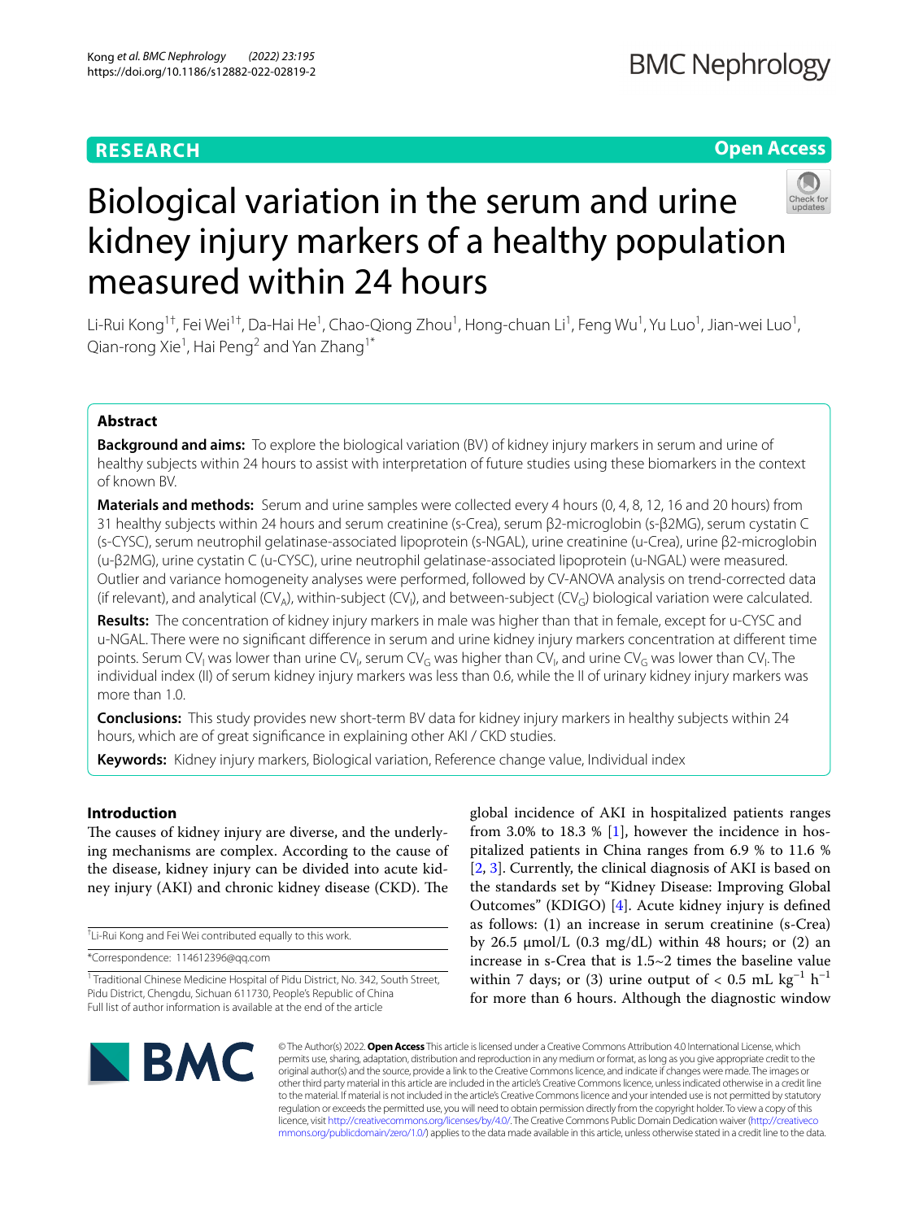RESEARCH

Open Access

# Biological variation in the serum and urine kidney injury markers of a healthy population measured within 24 hours

Li-Rui Kong[1†], Fei Wei[1†], Da-Hai He[1], Chao-Qiong Zhou[1], Hong-chuan Li[1], Feng Wu[1], Yu Luo[1], Jian-wei Luo[1], Qian-rong Xie[1], Hai Peng[2] and Yan Zhang[1*]

## Abstract

**Background and aims:** To explore the biological variation (BV) of kidney injury markers in serum and urine of healthy subjects within 24 hours to assist with interpretation of future studies using these biomarkers in the context of known BV.

**Materials and methods:** Serum and urine samples were collected every 4 hours (0, 4, 8, 12, 16 and 20 hours) from 31 healthy subjects within 24 hours and serum creatinine (s-Crea), serum β2-microglobin (s-β2MG), serum cystatin C (s-CYSC), serum neutrophil gelatinase-associated lipoprotein (s-NGAL), urine creatinine (u-Crea), urine β2-microglobin (u-β2MG), urine cystatin C (u-CYSC), urine neutrophil gelatinase-associated lipoprotein (u-NGAL) were measured. Outlier and variance homogeneity analyses were performed, followed by CV-ANOVA analysis on trend-corrected data (if relevant), and analytical ($CV_A$), within-subject ($CV_I$), and between-subject ($CV_G$) biological variation were calculated.

**Results:** The concentration of kidney injury markers in male was higher than that in female, except for u-CYSC and u-NGAL. There were no significant difference in serum and urine kidney injury markers concentration at different time points. Serum $CV_I$ was lower than urine $CV_I$, serum $CV_G$ was higher than $CV_I$, and urine $CV_G$ was lower than $CV_I$. The individual index (II) of serum kidney injury markers was less than 0.6, while the II of urinary kidney injury markers was more than 1.0.

**Conclusions:** This study provides new short-term BV data for kidney injury markers in healthy subjects within 24 hours, which are of great significance in explaining other AKI / CKD studies.

**Keywords:** Kidney injury markers, Biological variation, Reference change value, Individual index

## Introduction

The causes of kidney injury are diverse, and the underlying mechanisms are complex. According to the cause of the disease, kidney injury can be divided into acute kidney injury (AKI) and chronic kidney disease (CKD). The global incidence of AKI in hospitalized patients ranges from 3.0% to 18.3 % [1], however the incidence in hospitalized patients in China ranges from 6.9 % to 11.6 % [2, 3]. Currently, the clinical diagnosis of AKI is based on the standards set by "Kidney Disease: Improving Global Outcomes" (KDIGO) [4]. Acute kidney injury is defined as follows: (1) an increase in serum creatinine (s-Crea) by 26.5 μmol/L (0.3 mg/dL) within 48 hours; or (2) an increase in s-Crea that is 1.5~2 times the baseline value within 7 days; or (3) urine output of < 0.5 mL $kg^{-1}$ $h^{-1}$ for more than 6 hours. Although the diagnostic window

[†]Li-Rui Kong and Fei Wei contributed equally to this work.

*Correspondence: 114612396@qq.com

[1] Traditional Chinese Medicine Hospital of Pidu District, No. 342, South Street, Pidu District, Chengdu, Sichuan 611730, People's Republic of China
Full list of author information is available at the end of the article

© The Author(s) 2022. **Open Access** This article is licensed under a Creative Commons Attribution 4.0 International License, which permits use, sharing, adaptation, distribution and reproduction in any medium or format, as long as you give appropriate credit to the original author(s) and the source, provide a link to the Creative Commons licence, and indicate if changes were made. The images or other third party material in this article are included in the article's Creative Commons licence, unless indicated otherwise in a credit line to the material. If material is not included in the article's Creative Commons licence and your intended use is not permitted by statutory regulation or exceeds the permitted use, you will need to obtain permission directly from the copyright holder. To view a copy of this licence, visit http://creativecommons.org/licenses/by/4.0/. The Creative Commons Public Domain Dedication waiver (http://creativecommons.org/publicdomain/zero/1.0/) applies to the data made available in this article, unless otherwise stated in a credit line to the data.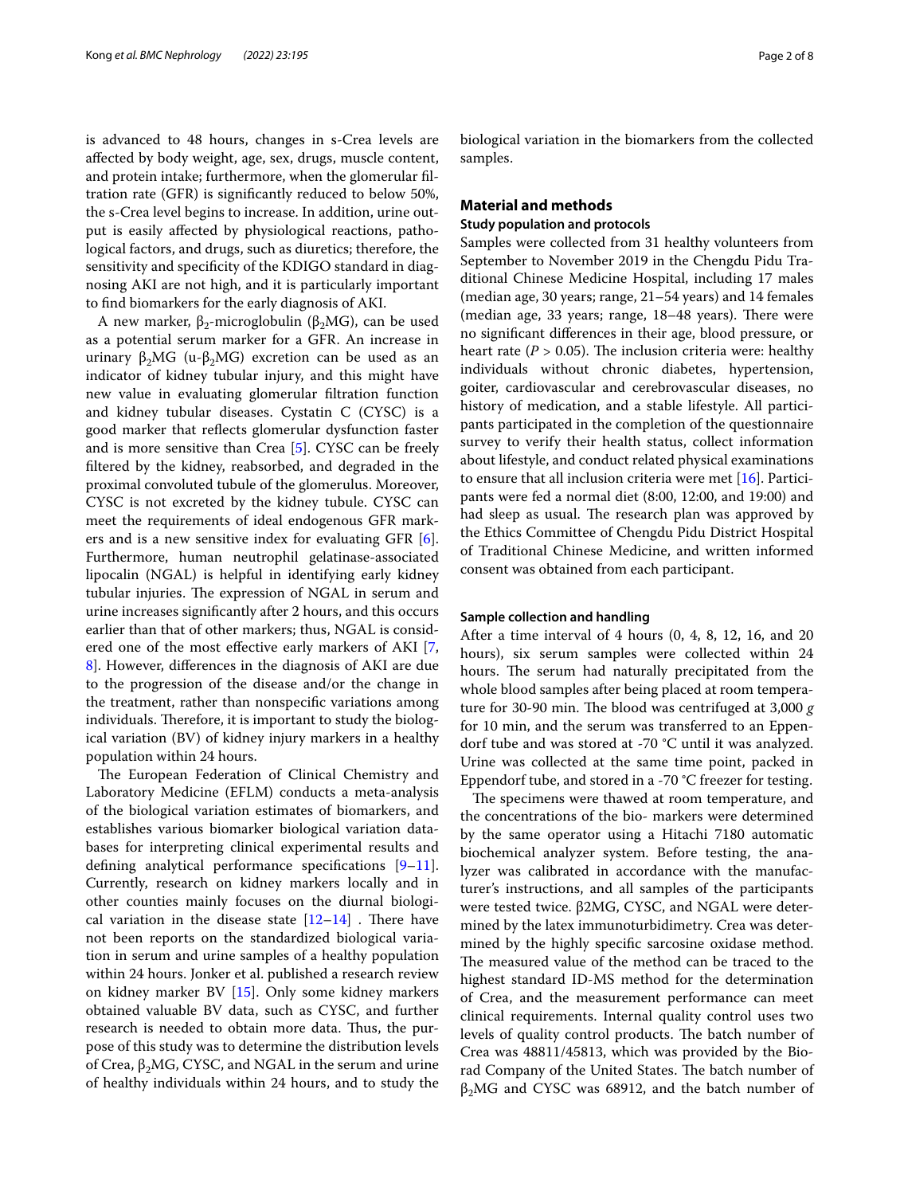is advanced to 48 hours, changes in s-Crea levels are affected by body weight, age, sex, drugs, muscle content, and protein intake; furthermore, when the glomerular filtration rate (GFR) is significantly reduced to below 50%, the s-Crea level begins to increase. In addition, urine output is easily affected by physiological reactions, pathological factors, and drugs, such as diuretics; therefore, the sensitivity and specificity of the KDIGO standard in diagnosing AKI are not high, and it is particularly important to find biomarkers for the early diagnosis of AKI.

A new marker, $\beta_2$-microglobulin ($\beta_2$MG), can be used as a potential serum marker for a GFR. An increase in urinary $\beta_2$MG (u-$\beta_2$MG) excretion can be used as an indicator of kidney tubular injury, and this might have new value in evaluating glomerular filtration function and kidney tubular diseases. Cystatin C (CYSC) is a good marker that reflects glomerular dysfunction faster and is more sensitive than Crea [5]. CYSC can be freely filtered by the kidney, reabsorbed, and degraded in the proximal convoluted tubule of the glomerulus. Moreover, CYSC is not excreted by the kidney tubule. CYSC can meet the requirements of ideal endogenous GFR markers and is a new sensitive index for evaluating GFR [6]. Furthermore, human neutrophil gelatinase-associated lipocalin (NGAL) is helpful in identifying early kidney tubular injuries. The expression of NGAL in serum and urine increases significantly after 2 hours, and this occurs earlier than that of other markers; thus, NGAL is considered one of the most effective early markers of AKI [7, 8]. However, differences in the diagnosis of AKI are due to the progression of the disease and/or the change in the treatment, rather than nonspecific variations among individuals. Therefore, it is important to study the biological variation (BV) of kidney injury markers in a healthy population within 24 hours.

The European Federation of Clinical Chemistry and Laboratory Medicine (EFLM) conducts a meta-analysis of the biological variation estimates of biomarkers, and establishes various biomarker biological variation databases for interpreting clinical experimental results and defining analytical performance specifications [9–11]. Currently, research on kidney markers locally and in other counties mainly focuses on the diurnal biological variation in the disease state [12–14] . There have not been reports on the standardized biological variation in serum and urine samples of a healthy population within 24 hours. Jonker et al. published a research review on kidney marker BV [15]. Only some kidney markers obtained valuable BV data, such as CYSC, and further research is needed to obtain more data. Thus, the purpose of this study was to determine the distribution levels of Crea, $\beta_2$MG, CYSC, and NGAL in the serum and urine of healthy individuals within 24 hours, and to study the biological variation in the biomarkers from the collected samples.

## Material and methods

### Study population and protocols

Samples were collected from 31 healthy volunteers from September to November 2019 in the Chengdu Pidu Traditional Chinese Medicine Hospital, including 17 males (median age, 30 years; range, 21–54 years) and 14 females (median age, 33 years; range, 18–48 years). There were no significant differences in their age, blood pressure, or heart rate ($P > 0.05$). The inclusion criteria were: healthy individuals without chronic diabetes, hypertension, goiter, cardiovascular and cerebrovascular diseases, no history of medication, and a stable lifestyle. All participants participated in the completion of the questionnaire survey to verify their health status, collect information about lifestyle, and conduct related physical examinations to ensure that all inclusion criteria were met [16]. Participants were fed a normal diet (8:00, 12:00, and 19:00) and had sleep as usual. The research plan was approved by the Ethics Committee of Chengdu Pidu District Hospital of Traditional Chinese Medicine, and written informed consent was obtained from each participant.

### Sample collection and handling

After a time interval of 4 hours (0, 4, 8, 12, 16, and 20 hours), six serum samples were collected within 24 hours. The serum had naturally precipitated from the whole blood samples after being placed at room temperature for 30-90 min. The blood was centrifuged at 3,000 *g* for 10 min, and the serum was transferred to an Eppendorf tube and was stored at -70 °C until it was analyzed. Urine was collected at the same time point, packed in Eppendorf tube, and stored in a -70 °C freezer for testing.

The specimens were thawed at room temperature, and the concentrations of the bio- markers were determined by the same operator using a Hitachi 7180 automatic biochemical analyzer system. Before testing, the analyzer was calibrated in accordance with the manufacturer's instructions, and all samples of the participants were tested twice. β2MG, CYSC, and NGAL were determined by the latex immunoturbidimetry. Crea was determined by the highly specific sarcosine oxidase method. The measured value of the method can be traced to the highest standard ID-MS method for the determination of Crea, and the measurement performance can meet clinical requirements. Internal quality control uses two levels of quality control products. The batch number of Crea was 48811/45813, which was provided by the Biorad Company of the United States. The batch number of $\beta_2$MG and CYSC was 68912, and the batch number of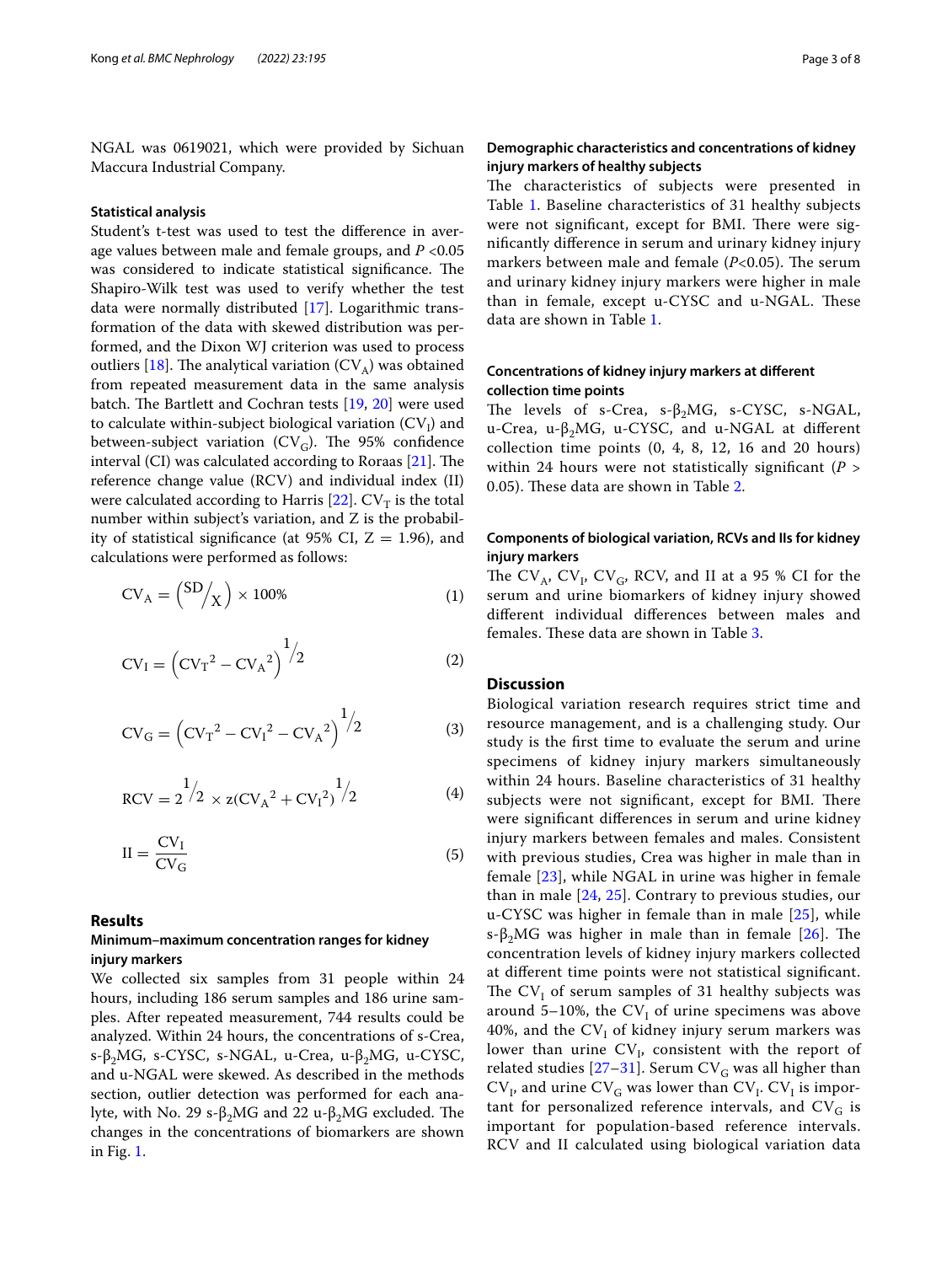NGAL was 0619021, which were provided by Sichuan Maccura Industrial Company.

### Statistical analysis

Student's t-test was used to test the difference in average values between male and female groups, and $P$ <0.05 was considered to indicate statistical significance. The Shapiro-Wilk test was used to verify whether the test data were normally distributed [17]. Logarithmic transformation of the data with skewed distribution was performed, and the Dixon WJ criterion was used to process outliers [18]. The analytical variation ($CV_A$) was obtained from repeated measurement data in the same analysis batch. The Bartlett and Cochran tests [19, 20] were used to calculate within-subject biological variation ($CV_I$) and between-subject variation ($CV_G$). The 95% confidence interval (CI) was calculated according to Roraas [21]. The reference change value (RCV) and individual index (II) were calculated according to Harris [22]. $CV_T$ is the total number within subject's variation, and Z is the probability of statistical significance (at 95% CI, Z = 1.96), and calculations were performed as follows:

$$CV_A = \left({}^{SD}\!/_{X}\right) \times 100\% \tag{1}$$

$$CV_I = \left(CV_T{}^2 - CV_A{}^2\right)^{1/2} \tag{2}$$

$$CV_G = \left(CV_T{}^2 - CV_I{}^2 - CV_A{}^2\right)^{1/2} \tag{3}$$

$$RCV = 2^{1/2} \times z(CV_A{}^2 + CV_I{}^2)^{1/2} \tag{4}$$

$$II = \frac{CV_I}{CV_G} \tag{5}$$

## Results

### Minimum–maximum concentration ranges for kidney injury markers

We collected six samples from 31 people within 24 hours, including 186 serum samples and 186 urine samples. After repeated measurement, 744 results could be analyzed. Within 24 hours, the concentrations of s-Crea, s-$\beta_2$MG, s-CYSC, s-NGAL, u-Crea, u-$\beta_2$MG, u-CYSC, and u-NGAL were skewed. As described in the methods section, outlier detection was performed for each analyte, with No. 29 s-$\beta_2$MG and 22 u-$\beta_2$MG excluded. The changes in the concentrations of biomarkers are shown in Fig. 1.

### Demographic characteristics and concentrations of kidney injury markers of healthy subjects

The characteristics of subjects were presented in Table 1. Baseline characteristics of 31 healthy subjects were not significant, except for BMI. There were significantly difference in serum and urinary kidney injury markers between male and female ($P$<0.05). The serum and urinary kidney injury markers were higher in male than in female, except u-CYSC and u-NGAL. These data are shown in Table 1.

### Concentrations of kidney injury markers at different collection time points

The levels of s-Crea, s-$\beta_2$MG, s-CYSC, s-NGAL, u-Crea, u-$\beta_2$MG, u-CYSC, and u-NGAL at different collection time points (0, 4, 8, 12, 16 and 20 hours) within 24 hours were not statistically significant ($P$ > 0.05). These data are shown in Table 2.

### Components of biological variation, RCVs and IIs for kidney injury markers

The $CV_A$, $CV_I$, $CV_G$, RCV, and II at a 95 % CI for the serum and urine biomarkers of kidney injury showed different individual differences between males and females. These data are shown in Table 3.

## Discussion

Biological variation research requires strict time and resource management, and is a challenging study. Our study is the first time to evaluate the serum and urine specimens of kidney injury markers simultaneously within 24 hours. Baseline characteristics of 31 healthy subjects were not significant, except for BMI. There were significant differences in serum and urine kidney injury markers between females and males. Consistent with previous studies, Crea was higher in male than in female [23], while NGAL in urine was higher in female than in male [24, 25]. Contrary to previous studies, our u-CYSC was higher in female than in male [25], while s-$\beta_2$MG was higher in male than in female [26]. The concentration levels of kidney injury markers collected at different time points were not statistical significant. The $CV_I$ of serum samples of 31 healthy subjects was around 5–10%, the $CV_I$ of urine specimens was above 40%, and the $CV_I$ of kidney injury serum markers was lower than urine $CV_I$, consistent with the report of related studies [27–31]. Serum $CV_G$ was all higher than $CV_I$, and urine $CV_G$ was lower than $CV_I$. $CV_I$ is important for personalized reference intervals, and $CV_G$ is important for population-based reference intervals. RCV and II calculated using biological variation data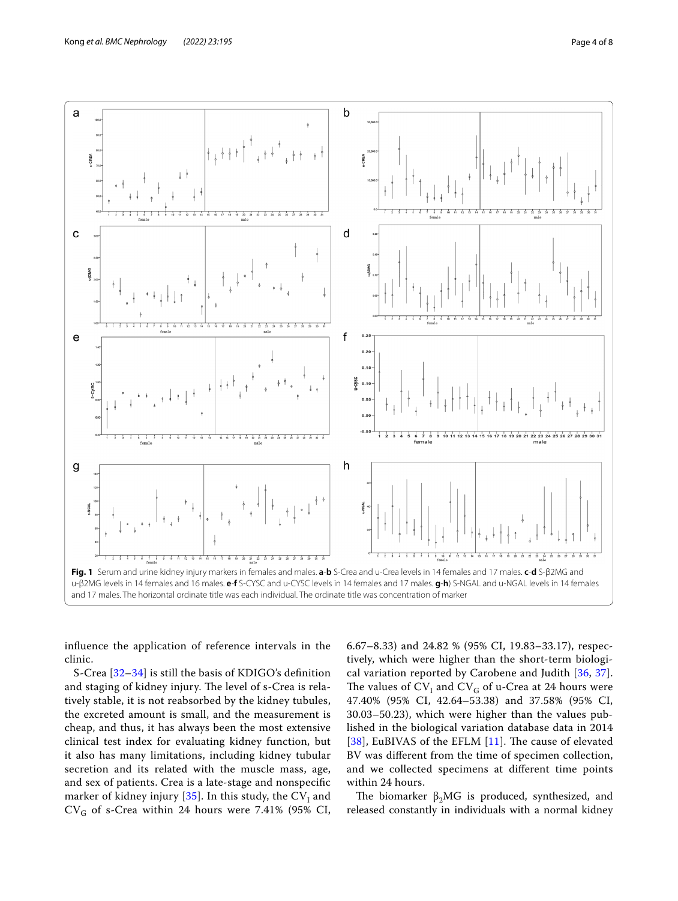**Fig. 1** Serum and urine kidney injury markers in females and males. **a**-**b** S-Crea and u-Crea levels in 14 females and 17 males. **c**-**d** S-β2MG and u-β2MG levels in 14 females and 16 males. **e**-**f** S-CYSC and u-CYSC levels in 14 females and 17 males. **g**-**h**) S-NGAL and u-NGAL levels in 14 females and 17 males. The horizontal ordinate title was each individual. The ordinate title was concentration of marker

influence the application of reference intervals in the clinic.

S-Crea [32–34] is still the basis of KDIGO's definition and staging of kidney injury. The level of s-Crea is relatively stable, it is not reabsorbed by the kidney tubules, the excreted amount is small, and the measurement is cheap, and thus, it has always been the most extensive clinical test index for evaluating kidney function, but it also has many limitations, including kidney tubular secretion and its related with the muscle mass, age, and sex of patients. Crea is a late-stage and nonspecific marker of kidney injury [35]. In this study, the $CV_I$ and $CV_G$ of s-Crea within 24 hours were 7.41% (95% CI, 6.67–8.33) and 24.82 % (95% CI, 19.83–33.17), respectively, which were higher than the short-term biological variation reported by Carobene and Judith [36, 37]. The values of $CV_I$ and $CV_G$ of u-Crea at 24 hours were 47.40% (95% CI, 42.64–53.38) and 37.58% (95% CI, 30.03–50.23), which were higher than the values published in the biological variation database data in 2014 [38], EuBIVAS of the EFLM [11]. The cause of elevated BV was different from the time of specimen collection, and we collected specimens at different time points within 24 hours.

The biomarker $\beta_2$MG is produced, synthesized, and released constantly in individuals with a normal kidney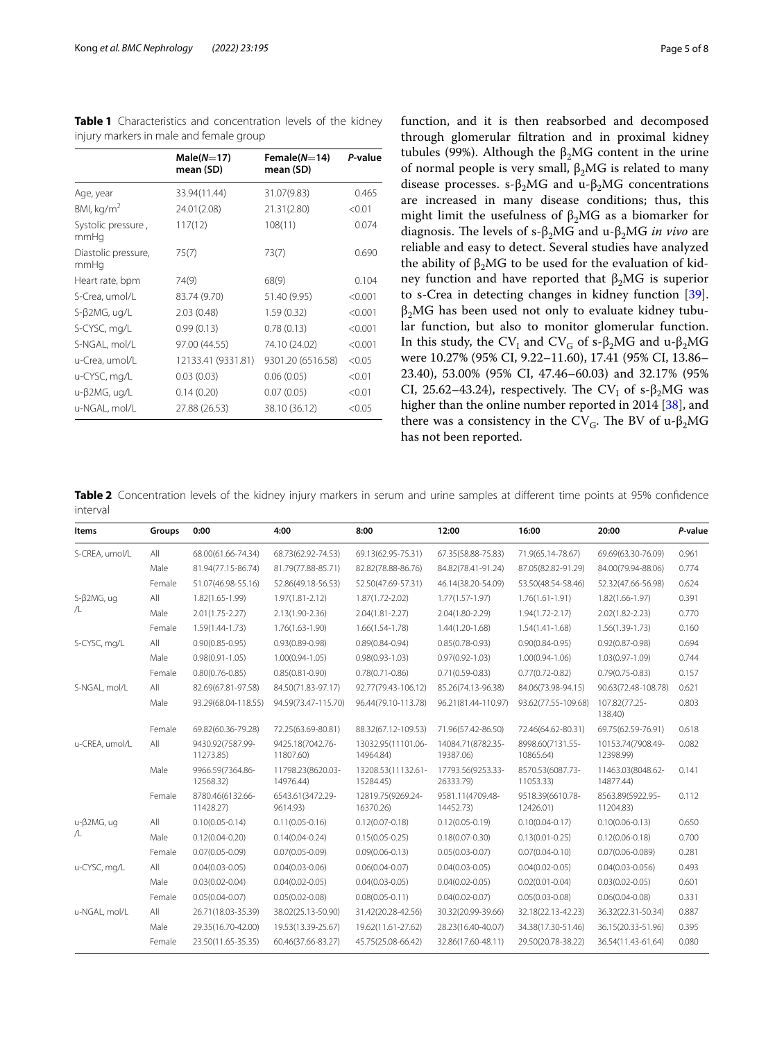**Table 1** Characteristics and concentration levels of the kidney injury markers in male and female group

|  | Male($N$=17) mean (SD) | Female($N$=14) mean (SD) | $P$-value |
|---|---|---|---|
| Age, year | 33.94(11.44) | 31.07(9.83) | 0.465 |
| BMI, kg/m$^2$ | 24.01(2.08) | 21.31(2.80) | <0.01 |
| Systolic pressure , mmHg | 117(12) | 108(11) | 0.074 |
| Diastolic pressure, mmHg | 75(7) | 73(7) | 0.690 |
| Heart rate, bpm | 74(9) | 68(9) | 0.104 |
| S-Crea, umol/L | 83.74 (9.70) | 51.40 (9.95) | <0.001 |
| S-β2MG, ug/L | 2.03 (0.48) | 1.59 (0.32) | <0.001 |
| S-CYSC, mg/L | 0.99 (0.13) | 0.78 (0.13) | <0.001 |
| S-NGAL, mol/L | 97.00 (44.55) | 74.10 (24.02) | <0.001 |
| u-Crea, umol/L | 12133.41 (9331.81) | 9301.20 (6516.58) | <0.05 |
| u-CYSC, mg/L | 0.03 (0.03) | 0.06 (0.05) | <0.01 |
| u-β2MG, ug/L | 0.14 (0.20) | 0.07 (0.05) | <0.01 |
| u-NGAL, mol/L | 27.88 (26.53) | 38.10 (36.12) | <0.05 |

function, and it is then reabsorbed and decomposed through glomerular filtration and in proximal kidney tubules (99%). Although the $\beta_2$MG content in the urine of normal people is very small, $\beta_2$MG is related to many disease processes. s-$\beta_2$MG and u-$\beta_2$MG concentrations are increased in many disease conditions; thus, this might limit the usefulness of $\beta_2$MG as a biomarker for diagnosis. The levels of s-$\beta_2$MG and u-$\beta_2$MG *in vivo* are reliable and easy to detect. Several studies have analyzed the ability of $\beta_2$MG to be used for the evaluation of kidney function and have reported that $\beta_2$MG is superior to s-Crea in detecting changes in kidney function [39]. $\beta_2$MG has been used not only to evaluate kidney tubular function, but also to monitor glomerular function. In this study, the $CV_I$ and $CV_G$ of s-$\beta_2$MG and u-$\beta_2$MG were 10.27% (95% CI, 9.22–11.60), 17.41 (95% CI, 13.86–23.40), 53.00% (95% CI, 47.46–60.03) and 32.17% (95% CI, 25.62–43.24), respectively. The $CV_I$ of s-$\beta_2$MG was higher than the online number reported in 2014 [38], and there was a consistency in the $CV_G$. The BV of u-$\beta_2$MG has not been reported.

**Table 2** Concentration levels of the kidney injury markers in serum and urine samples at different time points at 95% confidence interval

| Items | Groups | 0:00 | 4:00 | 8:00 | 12:00 | 16:00 | 20:00 | $P$-value |
|---|---|---|---|---|---|---|---|---|
| S-CREA, umol/L | All | 68.00(61.66-74.34) | 68.73(62.92-74.53) | 69.13(62.95-75.31) | 67.35(58.88-75.83) | 71.9(65.14-78.67) | 69.69(63.30-76.09) | 0.961 |
|  | Male | 81.94(77.15-86.74) | 81.79(77.88-85.71) | 82.82(78.88-86.76) | 84.82(78.41-91.24) | 87.05(82.82-91.29) | 84.00(79.94-88.06) | 0.774 |
|  | Female | 51.07(46.98-55.16) | 52.86(49.18-56.53) | 52.50(47.69-57.31) | 46.14(38.20-54.09) | 53.50(48.54-58.46) | 52.32(47.66-56.98) | 0.624 |
| S-β2MG, ug /L | All | 1.82(1.65-1.99) | 1.97(1.81-2.12) | 1.87(1.72-2.02) | 1.77(1.57-1.97) | 1.76(1.61-1.91) | 1.82(1.66-1.97) | 0.391 |
|  | Male | 2.01(1.75-2.27) | 2.13(1.90-2.36) | 2.04(1.81-2.27) | 2.04(1.80-2.29) | 1.94(1.72-2.17) | 2.02(1.82-2.23) | 0.770 |
|  | Female | 1.59(1.44-1.73) | 1.76(1.63-1.90) | 1.66(1.54-1.78) | 1.44(1.20-1.68) | 1.54(1.41-1.68) | 1.56(1.39-1.73) | 0.160 |
| S-CYSC, mg/L | All | 0.90(0.85-0.95) | 0.93(0.89-0.98) | 0.89(0.84-0.94) | 0.85(0.78-0.93) | 0.90(0.84-0.95) | 0.92(0.87-0.98) | 0.694 |
|  | Male | 0.98(0.91-1.05) | 1.00(0.94-1.05) | 0.98(0.93-1.03) | 0.97(0.92-1.03) | 1.00(0.94-1.06) | 1.03(0.97-1.09) | 0.744 |
|  | Female | 0.80(0.76-0.85) | 0.85(0.81-0.90) | 0.78(0.71-0.86) | 0.71(0.59-0.83) | 0.77(0.72-0.82) | 0.79(0.75-0.83) | 0.157 |
| S-NGAL, mol/L | All | 82.69(67.81-97.58) | 84.50(71.83-97.17) | 92.77(79.43-106.12) | 85.26(74.13-96.38) | 84.06(73.98-94.15) | 90.63(72.48-108.78) | 0.621 |
|  | Male | 93.29(68.04-118.55) | 94.59(73.47-115.70) | 96.44(79.10-113.78) | 96.21(81.44-110.97) | 93.62(77.55-109.68) | 107.82(77.25-138.40) | 0.803 |
|  | Female | 69.82(60.36-79.28) | 72.25(63.69-80.81) | 88.32(67.12-109.53) | 71.96(57.42-86.50) | 72.46(64.62-80.31) | 69.75(62.59-76.91) | 0.618 |
| u-CREA, umol/L | All | 9430.92(7587.99-11273.85) | 9425.18(7042.76-11807.60) | 13032.95(11101.06-14964.84) | 14084.71(8782.35-19387.06) | 8998.60(7131.55-10865.64) | 10153.74(7908.49-12398.99) | 0.082 |
|  | Male | 9966.59(7364.86-12568.32) | 11798.23(8620.03-14976.44) | 13208.53(11132.61-15284.45) | 17793.56(9253.33-26333.79) | 8570.53(6087.73-11053.33) | 11463.03(8048.62-14877.44) | 0.141 |
|  | Female | 8780.46(6132.66-11428.27) | 6543.61(3472.29-9614.93) | 12819.75(9269.24-16370.26) | 9581.11(4709.48-14452.73) | 9518.39(6610.78-12426.01) | 8563.89(5922.95-11204.83) | 0.112 |
| u-β2MG, ug /L | All | 0.10(0.05-0.14) | 0.11(0.05-0.16) | 0.12(0.07-0.18) | 0.12(0.05-0.19) | 0.10(0.04-0.17) | 0.10(0.06-0.13) | 0.650 |
|  | Male | 0.12(0.04-0.20) | 0.14(0.04-0.24) | 0.15(0.05-0.25) | 0.18(0.07-0.30) | 0.13(0.01-0.25) | 0.12(0.06-0.18) | 0.700 |
|  | Female | 0.07(0.05-0.09) | 0.07(0.05-0.09) | 0.09(0.06-0.13) | 0.05(0.03-0.07) | 0.07(0.04-0.10) | 0.07(0.06-0.089) | 0.281 |
| u-CYSC, mg/L | All | 0.04(0.03-0.05) | 0.04(0.03-0.06) | 0.06(0.04-0.07) | 0.04(0.03-0.05) | 0.04(0.02-0.05) | 0.04(0.03-0.056) | 0.493 |
|  | Male | 0.03(0.02-0.04) | 0.04(0.02-0.05) | 0.04(0.03-0.05) | 0.04(0.02-0.05) | 0.02(0.01-0.04) | 0.03(0.02-0.05) | 0.601 |
|  | Female | 0.05(0.04-0.07) | 0.05(0.02-0.08) | 0.08(0.05-0.11) | 0.04(0.02-0.07) | 0.05(0.03-0.08) | 0.06(0.04-0.08) | 0.331 |
| u-NGAL, mol/L | All | 26.71(18.03-35.39) | 38.02(25.13-50.90) | 31.42(20.28-42.56) | 30.32(20.99-39.66) | 32.18(22.13-42.23) | 36.32(22.31-50.34) | 0.887 |
|  | Male | 29.35(16.70-42.00) | 19.53(13.39-25.67) | 19.62(11.61-27.62) | 28.23(16.40-40.07) | 34.38(17.30-51.46) | 36.15(20.33-51.96) | 0.395 |
|  | Female | 23.50(11.65-35.35) | 60.46(37.66-83.27) | 45.75(25.08-66.42) | 32.86(17.60-48.11) | 29.50(20.78-38.22) | 36.54(11.43-61.64) | 0.080 |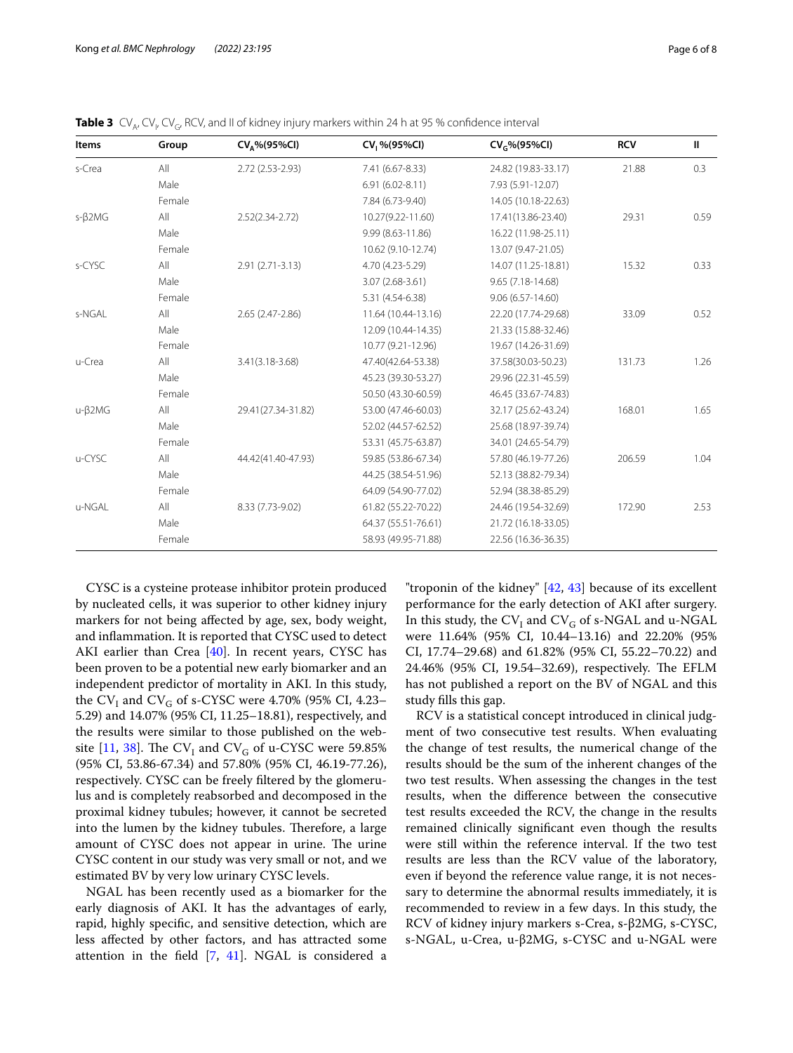**Table 3** $CV_A$, $CV_I$, $CV_G$, RCV, and II of kidney injury markers within 24 h at 95 % confidence interval

| Items | Group | $CV_A$%(95%CI) | $CV_I$ %(95%CI) | $CV_G$%(95%CI) | RCV | II |
|---|---|---|---|---|---|---|
| s-Crea | All | 2.72 (2.53-2.93) | 7.41 (6.67-8.33) | 24.82 (19.83-33.17) | 21.88 | 0.3 |
| | Male | | 6.91 (6.02-8.11) | 7.93 (5.91-12.07) | | |
| | Female | | 7.84 (6.73-9.40) | 14.05 (10.18-22.63) | | |
| s-β2MG | All | 2.52(2.34-2.72) | 10.27(9.22-11.60) | 17.41(13.86-23.40) | 29.31 | 0.59 |
| | Male | | 9.99 (8.63-11.86) | 16.22 (11.98-25.11) | | |
| | Female | | 10.62 (9.10-12.74) | 13.07 (9.47-21.05) | | |
| s-CYSC | All | 2.91 (2.71-3.13) | 4.70 (4.23-5.29) | 14.07 (11.25-18.81) | 15.32 | 0.33 |
| | Male | | 3.07 (2.68-3.61) | 9.65 (7.18-14.68) | | |
| | Female | | 5.31 (4.54-6.38) | 9.06 (6.57-14.60) | | |
| s-NGAL | All | 2.65 (2.47-2.86) | 11.64 (10.44-13.16) | 22.20 (17.74-29.68) | 33.09 | 0.52 |
| | Male | | 12.09 (10.44-14.35) | 21.33 (15.88-32.46) | | |
| | Female | | 10.77 (9.21-12.96) | 19.67 (14.26-31.69) | | |
| u-Crea | All | 3.41(3.18-3.68) | 47.40(42.64-53.38) | 37.58(30.03-50.23) | 131.73 | 1.26 |
| | Male | | 45.23 (39.30-53.27) | 29.96 (22.31-45.59) | | |
| | Female | | 50.50 (43.30-60.59) | 46.45 (33.67-74.83) | | |
| u-β2MG | All | 29.41(27.34-31.82) | 53.00 (47.46-60.03) | 32.17 (25.62-43.24) | 168.01 | 1.65 |
| | Male | | 52.02 (44.57-62.52) | 25.68 (18.97-39.74) | | |
| | Female | | 53.31 (45.75-63.87) | 34.01 (24.65-54.79) | | |
| u-CYSC | All | 44.42(41.40-47.93) | 59.85 (53.86-67.34) | 57.80 (46.19-77.26) | 206.59 | 1.04 |
| | Male | | 44.25 (38.54-51.96) | 52.13 (38.82-79.34) | | |
| | Female | | 64.09 (54.90-77.02) | 52.94 (38.38-85.29) | | |
| u-NGAL | All | 8.33 (7.73-9.02) | 61.82 (55.22-70.22) | 24.46 (19.54-32.69) | 172.90 | 2.53 |
| | Male | | 64.37 (55.51-76.61) | 21.72 (16.18-33.05) | | |
| | Female | | 58.93 (49.95-71.88) | 22.56 (16.36-36.35) | | |

CYSC is a cysteine protease inhibitor protein produced by nucleated cells, it was superior to other kidney injury markers for not being affected by age, sex, body weight, and inflammation. It is reported that CYSC used to detect AKI earlier than Crea [40]. In recent years, CYSC has been proven to be a potential new early biomarker and an independent predictor of mortality in AKI. In this study, the $CV_I$ and $CV_G$ of s-CYSC were 4.70% (95% CI, 4.23–5.29) and 14.07% (95% CI, 11.25–18.81), respectively, and the results were similar to those published on the website [11, 38]. The $CV_I$ and $CV_G$ of u-CYSC were 59.85% (95% CI, 53.86-67.34) and 57.80% (95% CI, 46.19-77.26), respectively. CYSC can be freely filtered by the glomerulus and is completely reabsorbed and decomposed in the proximal kidney tubules; however, it cannot be secreted into the lumen by the kidney tubules. Therefore, a large amount of CYSC does not appear in urine. The urine CYSC content in our study was very small or not, and we estimated BV by very low urinary CYSC levels.

NGAL has been recently used as a biomarker for the early diagnosis of AKI. It has the advantages of early, rapid, highly specific, and sensitive detection, which are less affected by other factors, and has attracted some attention in the field [7, 41]. NGAL is considered a "troponin of the kidney" [42, 43] because of its excellent performance for the early detection of AKI after surgery. In this study, the $CV_I$ and $CV_G$ of s-NGAL and u-NGAL were 11.64% (95% CI, 10.44–13.16) and 22.20% (95% CI, 17.74–29.68) and 61.82% (95% CI, 55.22–70.22) and 24.46% (95% CI, 19.54–32.69), respectively. The EFLM has not published a report on the BV of NGAL and this study fills this gap.

RCV is a statistical concept introduced in clinical judgment of two consecutive test results. When evaluating the change of test results, the numerical change of the results should be the sum of the inherent changes of the two test results. When assessing the changes in the test results, when the difference between the consecutive test results exceeded the RCV, the change in the results remained clinically significant even though the results were still within the reference interval. If the two test results are less than the RCV value of the laboratory, even if beyond the reference value range, it is not necessary to determine the abnormal results immediately, it is recommended to review in a few days. In this study, the RCV of kidney injury markers s-Crea, s-β2MG, s-CYSC, s-NGAL, u-Crea, u-β2MG, s-CYSC and u-NGAL were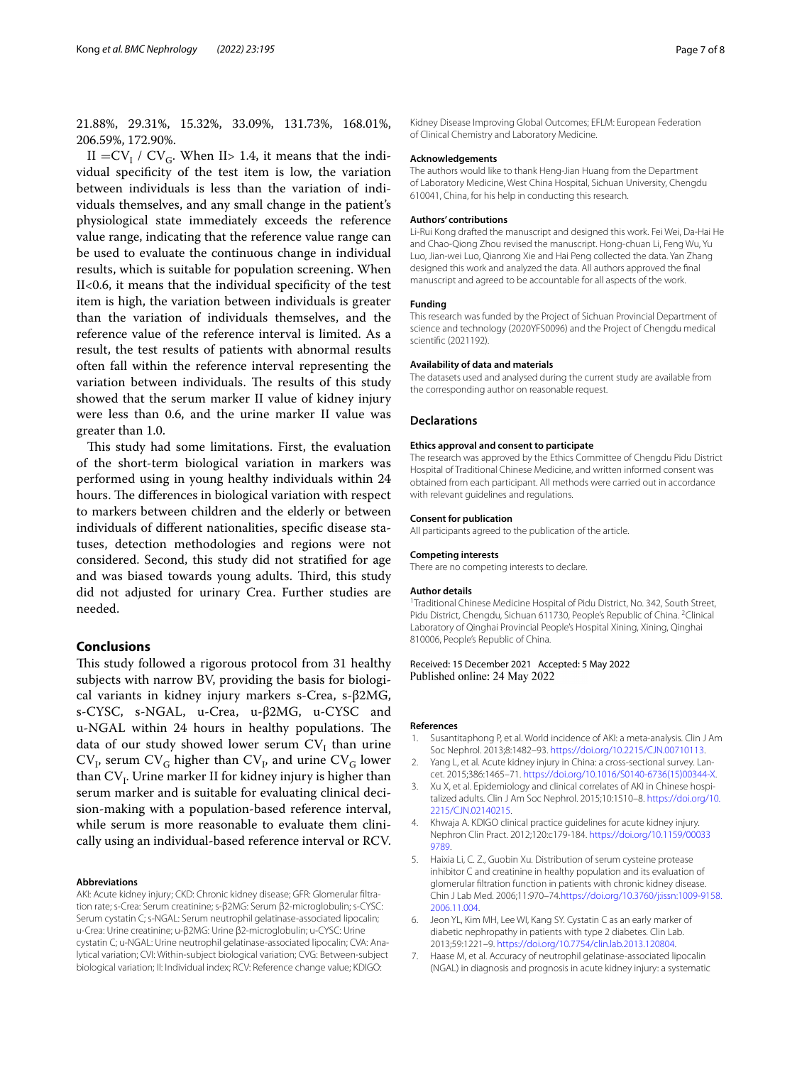21.88%, 29.31%, 15.32%, 33.09%, 131.73%, 168.01%, 206.59%, 172.90%.

II $=CV_I$ / $CV_G$. When II> 1.4, it means that the individual specificity of the test item is low, the variation between individuals is less than the variation of individuals themselves, and any small change in the patient's physiological state immediately exceeds the reference value range, indicating that the reference value range can be used to evaluate the continuous change in individual results, which is suitable for population screening. When II<0.6, it means that the individual specificity of the test item is high, the variation between individuals is greater than the variation of individuals themselves, and the reference value of the reference interval is limited. As a result, the test results of patients with abnormal results often fall within the reference interval representing the variation between individuals. The results of this study showed that the serum marker II value of kidney injury were less than 0.6, and the urine marker II value was greater than 1.0.

This study had some limitations. First, the evaluation of the short-term biological variation in markers was performed using in young healthy individuals within 24 hours. The differences in biological variation with respect to markers between children and the elderly or between individuals of different nationalities, specific disease statuses, detection methodologies and regions were not considered. Second, this study did not stratified for age and was biased towards young adults. Third, this study did not adjusted for urinary Crea. Further studies are needed.

## Conclusions

This study followed a rigorous protocol from 31 healthy subjects with narrow BV, providing the basis for biological variants in kidney injury markers s-Crea, s-β2MG, s-CYSC, s-NGAL, u-Crea, u-β2MG, u-CYSC and u-NGAL within 24 hours in healthy populations. The data of our study showed lower serum $CV_I$ than urine $CV_I$, serum $CV_G$ higher than $CV_I$, and urine $CV_G$ lower than $CV_I$. Urine marker II for kidney injury is higher than serum marker and is suitable for evaluating clinical decision-making with a population-based reference interval, while serum is more reasonable to evaluate them clinically using an individual-based reference interval or RCV.

#### Abbreviations

AKI: Acute kidney injury; CKD: Chronic kidney disease; GFR: Glomerular filtration rate; s-Crea: Serum creatinine; s-β2MG: Serum β2-microglobulin; s-CYSC: Serum cystatin C; s-NGAL: Serum neutrophil gelatinase-associated lipocalin; u-Crea: Urine creatinine; u-β2MG: Urine β2-microglobulin; u-CYSC: Urine cystatin C; u-NGAL: Urine neutrophil gelatinase-associated lipocalin; CVA: Analytical variation; CVI: Within-subject biological variation; CVG: Between-subject biological variation; II: Individual index; RCV: Reference change value; KDIGO: Kidney Disease Improving Global Outcomes; EFLM: European Federation of Clinical Chemistry and Laboratory Medicine.

#### Acknowledgements

The authors would like to thank Heng-Jian Huang from the Department of Laboratory Medicine, West China Hospital, Sichuan University, Chengdu 610041, China, for his help in conducting this research.

#### Authors' contributions

Li-Rui Kong drafted the manuscript and designed this work. Fei Wei, Da-Hai He and Chao-Qiong Zhou revised the manuscript. Hong-chuan Li, Feng Wu, Yu Luo, Jian-wei Luo, Qianrong Xie and Hai Peng collected the data. Yan Zhang designed this work and analyzed the data. All authors approved the final manuscript and agreed to be accountable for all aspects of the work.

#### Funding

This research was funded by the Project of Sichuan Provincial Department of science and technology (2020YFS0096) and the Project of Chengdu medical scientific (2021192).

#### Availability of data and materials

The datasets used and analysed during the current study are available from the corresponding author on reasonable request.

## Declarations

#### Ethics approval and consent to participate

The research was approved by the Ethics Committee of Chengdu Pidu District Hospital of Traditional Chinese Medicine, and written informed consent was obtained from each participant. All methods were carried out in accordance with relevant guidelines and regulations.

#### Consent for publication

All participants agreed to the publication of the article.

#### Competing interests

There are no competing interests to declare.

#### Author details

[1]Traditional Chinese Medicine Hospital of Pidu District, No. 342, South Street, Pidu District, Chengdu, Sichuan 611730, People's Republic of China. [2]Clinical Laboratory of Qinghai Provincial People's Hospital Xining, Xining, Qinghai 810006, People's Republic of China.

Received: 15 December 2021 Accepted: 5 May 2022
Published online: 24 May 2022

#### References

1. Susantitaphong P, et al. World incidence of AKI: a meta-analysis. Clin J Am Soc Nephrol. 2013;8:1482–93. https://doi.org/10.2215/CJN.00710113.
2. Yang L, et al. Acute kidney injury in China: a cross-sectional survey. Lancet. 2015;386:1465–71. https://doi.org/10.1016/S0140-6736(15)00344-X.
3. Xu X, et al. Epidemiology and clinical correlates of AKI in Chinese hospitalized adults. Clin J Am Soc Nephrol. 2015;10:1510–8. https://doi.org/10.2215/CJN.02140215.
4. Khwaja A. KDIGO clinical practice guidelines for acute kidney injury. Nephron Clin Pract. 2012;120:c179-184. https://doi.org/10.1159/000339789.
5. Haixia Li, C. Z., Guobin Xu. Distribution of serum cysteine protease inhibitor C and creatinine in healthy population and its evaluation of glomerular filtration function in patients with chronic kidney disease. Chin J Lab Med. 2006;11:970–74.https://doi.org/10.3760/j:issn:1009-9158.2006.11.004.
6. Jeon YL, Kim MH, Lee WI, Kang SY. Cystatin C as an early marker of diabetic nephropathy in patients with type 2 diabetes. Clin Lab. 2013;59:1221–9. https://doi.org/10.7754/clin.lab.2013.120804.
7. Haase M, et al. Accuracy of neutrophil gelatinase-associated lipocalin (NGAL) in diagnosis and prognosis in acute kidney injury: a systematic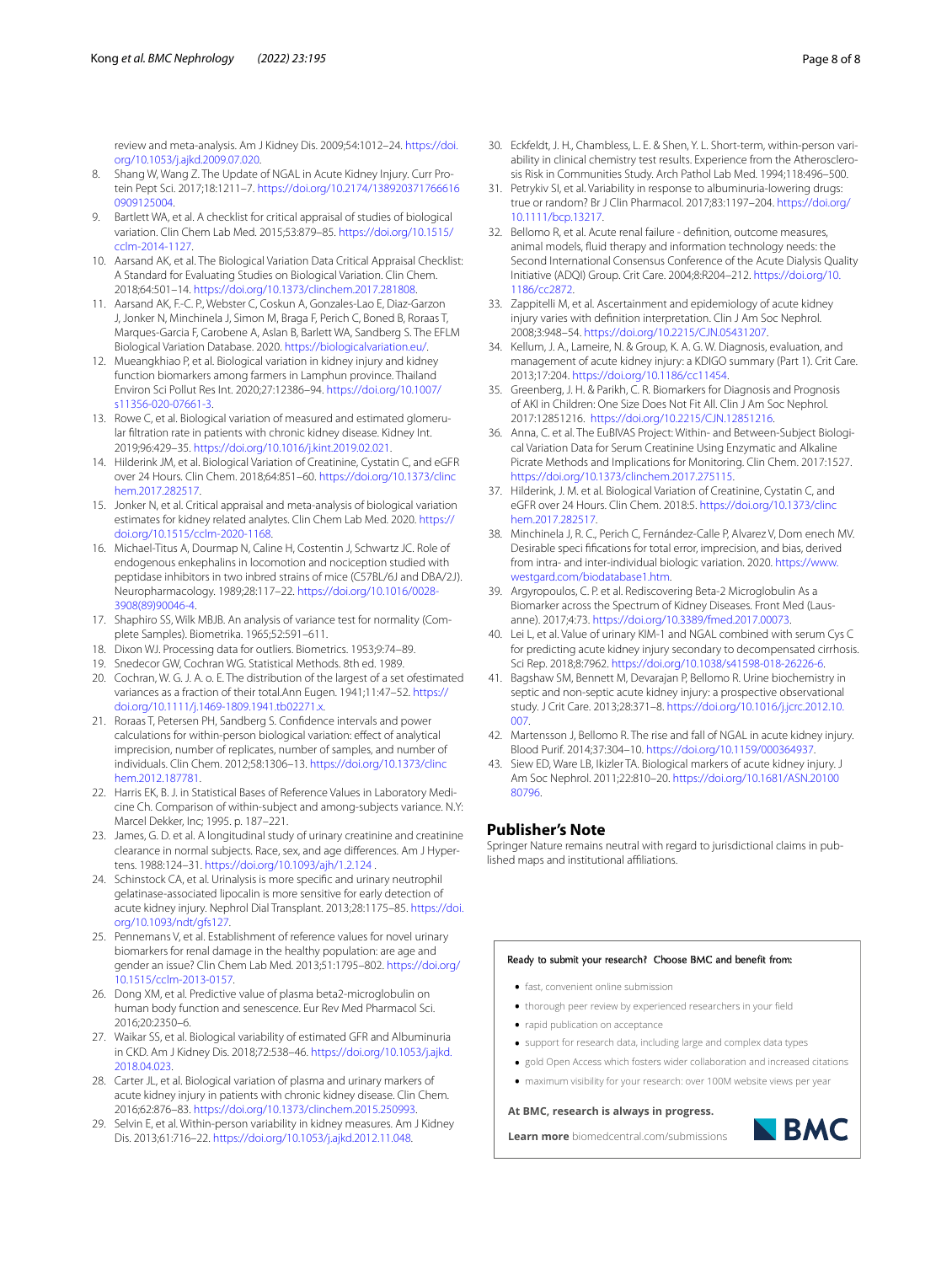review and meta-analysis. Am J Kidney Dis. 2009;54:1012–24. https://doi.org/10.1053/j.ajkd.2009.07.020.

8. Shang W, Wang Z. The Update of NGAL in Acute Kidney Injury. Curr Protein Pept Sci. 2017;18:1211–7. https://doi.org/10.2174/1389203717666160909125004.
9. Bartlett WA, et al. A checklist for critical appraisal of studies of biological variation. Clin Chem Lab Med. 2015;53:879–85. https://doi.org/10.1515/cclm-2014-1127.
10. Aarsand AK, et al. The Biological Variation Data Critical Appraisal Checklist: A Standard for Evaluating Studies on Biological Variation. Clin Chem. 2018;64:501–14. https://doi.org/10.1373/clinchem.2017.281808.
11. Aarsand AK, F.-C. P., Webster C, Coskun A, Gonzales-Lao E, Diaz-Garzon J, Jonker N, Minchinela J, Simon M, Braga F, Perich C, Boned B, Roraas T, Marques-Garcia F, Carobene A, Aslan B, Barlett WA, Sandberg S. The EFLM Biological Variation Database. 2020. https://biologicalvariation.eu/.
12. Mueangkhiao P, et al. Biological variation in kidney injury and kidney function biomarkers among farmers in Lamphun province. Thailand Environ Sci Pollut Res Int. 2020;27:12386–94. https://doi.org/10.1007/s11356-020-07661-3.
13. Rowe C, et al. Biological variation of measured and estimated glomerular filtration rate in patients with chronic kidney disease. Kidney Int. 2019;96:429–35. https://doi.org/10.1016/j.kint.2019.02.021.
14. Hilderink JM, et al. Biological Variation of Creatinine, Cystatin C, and eGFR over 24 Hours. Clin Chem. 2018;64:851–60. https://doi.org/10.1373/clinchem.2017.282517.
15. Jonker N, et al. Critical appraisal and meta-analysis of biological variation estimates for kidney related analytes. Clin Chem Lab Med. 2020. https://doi.org/10.1515/cclm-2020-1168.
16. Michael-Titus A, Dourmap N, Caline H, Costentin J, Schwartz JC. Role of endogenous enkephalins in locomotion and nociception studied with peptidase inhibitors in two inbred strains of mice (C57BL/6J and DBA/2J). Neuropharmacology. 1989;28:117–22. https://doi.org/10.1016/0028-3908(89)90046-4.
17. Shaphiro SS, Wilk MBJB. An analysis of variance test for normality (Complete Samples). Biometrika. 1965;52:591–611.
18. Dixon WJ. Processing data for outliers. Biometrics. 1953;9:74–89.
19. Snedecor GW, Cochran WG. Statistical Methods. 8th ed. 1989.
20. Cochran, W. G. J. A. o. E. The distribution of the largest of a set ofestimated variances as a fraction of their total.Ann Eugen. 1941;11:47–52. https://doi.org/10.1111/j.1469-1809.1941.tb02271.x.
21. Roraas T, Petersen PH, Sandberg S. Confidence intervals and power calculations for within-person biological variation: effect of analytical imprecision, number of replicates, number of samples, and number of individuals. Clin Chem. 2012;58:1306–13. https://doi.org/10.1373/clinchem.2012.187781.
22. Harris EK, B. J. in Statistical Bases of Reference Values in Laboratory Medicine Ch. Comparison of within-subject and among-subjects variance. N.Y: Marcel Dekker, Inc; 1995. p. 187–221.
23. James, G. D. et al. A longitudinal study of urinary creatinine and creatinine clearance in normal subjects. Race, sex, and age differences. Am J Hypertens. 1988:124–31. https://doi.org/10.1093/ajh/1.2.124 .
24. Schinstock CA, et al. Urinalysis is more specific and urinary neutrophil gelatinase-associated lipocalin is more sensitive for early detection of acute kidney injury. Nephrol Dial Transplant. 2013;28:1175–85. https://doi.org/10.1093/ndt/gfs127.
25. Pennemans V, et al. Establishment of reference values for novel urinary biomarkers for renal damage in the healthy population: are age and gender an issue? Clin Chem Lab Med. 2013;51:1795–802. https://doi.org/10.1515/cclm-2013-0157.
26. Dong XM, et al. Predictive value of plasma beta2-microglobulin on human body function and senescence. Eur Rev Med Pharmacol Sci. 2016;20:2350–6.
27. Waikar SS, et al. Biological variability of estimated GFR and Albuminuria in CKD. Am J Kidney Dis. 2018;72:538–46. https://doi.org/10.1053/j.ajkd.2018.04.023.
28. Carter JL, et al. Biological variation of plasma and urinary markers of acute kidney injury in patients with chronic kidney disease. Clin Chem. 2016;62:876–83. https://doi.org/10.1373/clinchem.2015.250993.
29. Selvin E, et al. Within-person variability in kidney measures. Am J Kidney Dis. 2013;61:716–22. https://doi.org/10.1053/j.ajkd.2012.11.048.
30. Eckfeldt, J. H., Chambless, L. E. & Shen, Y. L. Short-term, within-person variability in clinical chemistry test results. Experience from the Atherosclerosis Risk in Communities Study. Arch Pathol Lab Med. 1994;118:496–500.
31. Petrykiv SI, et al. Variability in response to albuminuria-lowering drugs: true or random? Br J Clin Pharmacol. 2017;83:1197–204. https://doi.org/10.1111/bcp.13217.
32. Bellomo R, et al. Acute renal failure - definition, outcome measures, animal models, fluid therapy and information technology needs: the Second International Consensus Conference of the Acute Dialysis Quality Initiative (ADQI) Group. Crit Care. 2004;8:R204–212. https://doi.org/10.1186/cc2872.
33. Zappitelli M, et al. Ascertainment and epidemiology of acute kidney injury varies with definition interpretation. Clin J Am Soc Nephrol. 2008;3:948–54. https://doi.org/10.2215/CJN.05431207.
34. Kellum, J. A., Lameire, N. & Group, K. A. G. W. Diagnosis, evaluation, and management of acute kidney injury: a KDIGO summary (Part 1). Crit Care. 2013;17:204. https://doi.org/10.1186/cc11454.
35. Greenberg, J. H. & Parikh, C. R. Biomarkers for Diagnosis and Prognosis of AKI in Children: One Size Does Not Fit All. Clin J Am Soc Nephrol. 2017:12851216. https://doi.org/10.2215/CJN.12851216.
36. Anna, C. et al. The EuBIVAS Project: Within- and Between-Subject Biological Variation Data for Serum Creatinine Using Enzymatic and Alkaline Picrate Methods and Implications for Monitoring. Clin Chem. 2017:1527. https://doi.org/10.1373/clinchem.2017.275115.
37. Hilderink, J. M. et al. Biological Variation of Creatinine, Cystatin C, and eGFR over 24 Hours. Clin Chem. 2018:5. https://doi.org/10.1373/clinchem.2017.282517.
38. Minchinela J, R. C., Perich C, Fernández-Calle P, Alvarez V, Dom enech MV. Desirable speci fications for total error, imprecision, and bias, derived from intra- and inter-individual biologic variation. 2020. https://www.westgard.com/biodatabase1.htm.
39. Argyropoulos, C. P. et al. Rediscovering Beta-2 Microglobulin As a Biomarker across the Spectrum of Kidney Diseases. Front Med (Lausanne). 2017;4:73. https://doi.org/10.3389/fmed.2017.00073.
40. Lei L, et al. Value of urinary KIM-1 and NGAL combined with serum Cys C for predicting acute kidney injury secondary to decompensated cirrhosis. Sci Rep. 2018;8:7962. https://doi.org/10.1038/s41598-018-26226-6.
41. Bagshaw SM, Bennett M, Devarajan P, Bellomo R. Urine biochemistry in septic and non-septic acute kidney injury: a prospective observational study. J Crit Care. 2013;28:371–8. https://doi.org/10.1016/j.jcrc.2012.10.007.
42. Martensson J, Bellomo R. The rise and fall of NGAL in acute kidney injury. Blood Purif. 2014;37:304–10. https://doi.org/10.1159/000364937.
43. Siew ED, Ware LB, Ikizler TA. Biological markers of acute kidney injury. J Am Soc Nephrol. 2011;22:810–20. https://doi.org/10.1681/ASN.2010080796.

## Publisher's Note

Springer Nature remains neutral with regard to jurisdictional claims in published maps and institutional affiliations.

Ready to submit your research? Choose BMC and benefit from:

- fast, convenient online submission
- thorough peer review by experienced researchers in your field
- rapid publication on acceptance
- support for research data, including large and complex data types
- gold Open Access which fosters wider collaboration and increased citations
- maximum visibility for your research: over 100M website views per year

**At BMC, research is always in progress.**

**Learn more** biomedcentral.com/submissions

BMC